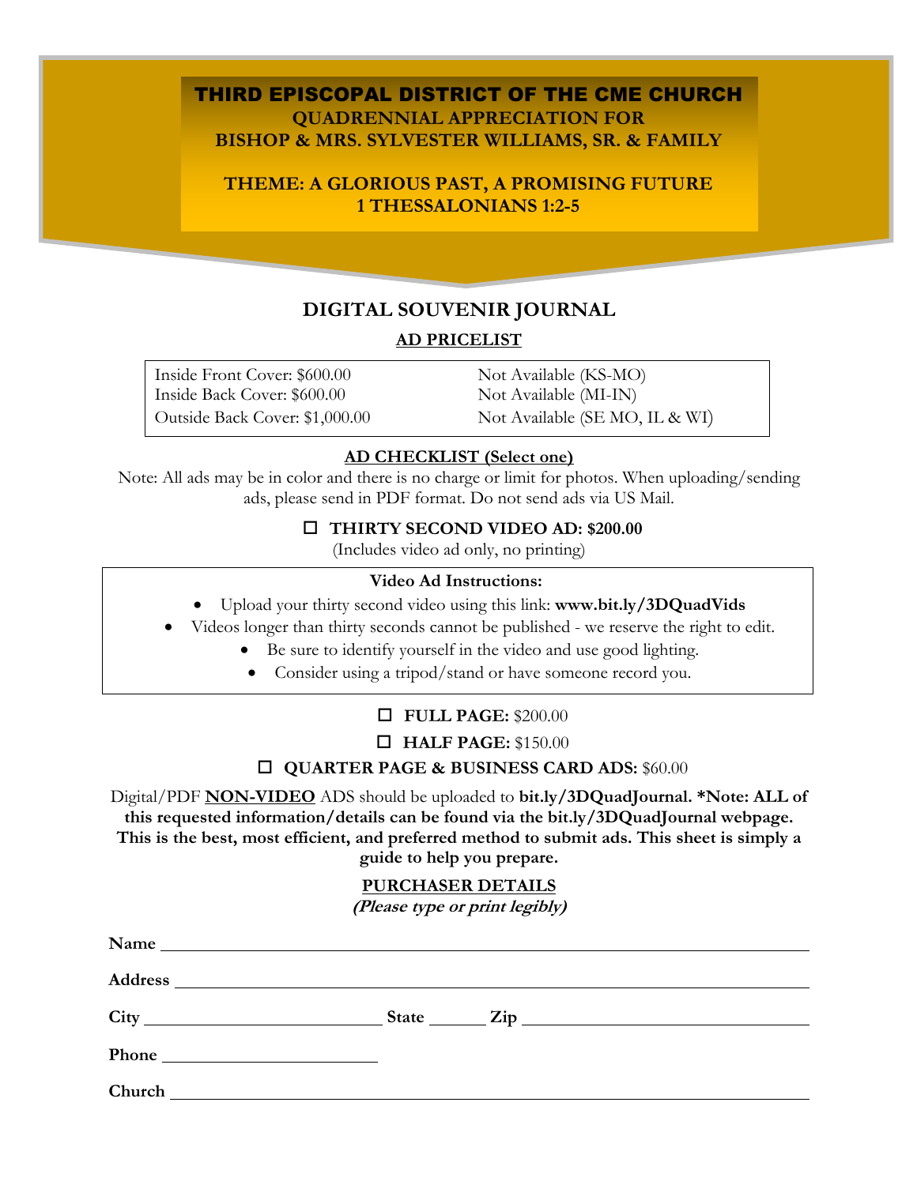# THIRD EPISCOPAL DISTRICT OF THE CME CHURCH

**QUADRENNIAL APPRECIATION FOR**
**BISHOP & MRS. SYLVESTER WILLIAMS, SR. & FAMILY**

**THEME: A GLORIOUS PAST, A PROMISING FUTURE**
**1 THESSALONIANS 1:2-5**

## DIGITAL SOUVENIR JOURNAL

### AD PRICELIST

| | |
|---|---|
| Inside Front Cover: $600.00 | Not Available (KS-MO) |
| Inside Back Cover: $600.00 | Not Available (MI-IN) |
| Outside Back Cover: $1,000.00 | Not Available (SE MO, IL & WI) |

### AD CHECKLIST (Select one)

Note: All ads may be in color and there is no charge or limit for photos. When uploading/sending ads, please send in PDF format. Do not send ads via US Mail.

☐ **THIRTY SECOND VIDEO AD: $200.00**
(Includes video ad only, no printing)

**Video Ad Instructions:**

- Upload your thirty second video using this link: **www.bit.ly/3DQuadVids**
- Videos longer than thirty seconds cannot be published - we reserve the right to edit.
- Be sure to identify yourself in the video and use good lighting.
- Consider using a tripod/stand or have someone record you.

☐ **FULL PAGE:** $200.00

☐ **HALF PAGE:** $150.00

☐ **QUARTER PAGE & BUSINESS CARD ADS:** $60.00

Digital/PDF **NON-VIDEO** ADS should be uploaded to **bit.ly/3DQuadJournal. *Note: ALL of this requested information/details can be found via the bit.ly/3DQuadJournal webpage. This is the best, most efficient, and preferred method to submit ads. This sheet is simply a guide to help you prepare.**

### PURCHASER DETAILS

***(Please type or print legibly)***

**Name** ________________________________________

**Address** ________________________________________

**City** ____________________ **State** ______ **Zip** ____________________

**Phone** ____________________

**Church** ________________________________________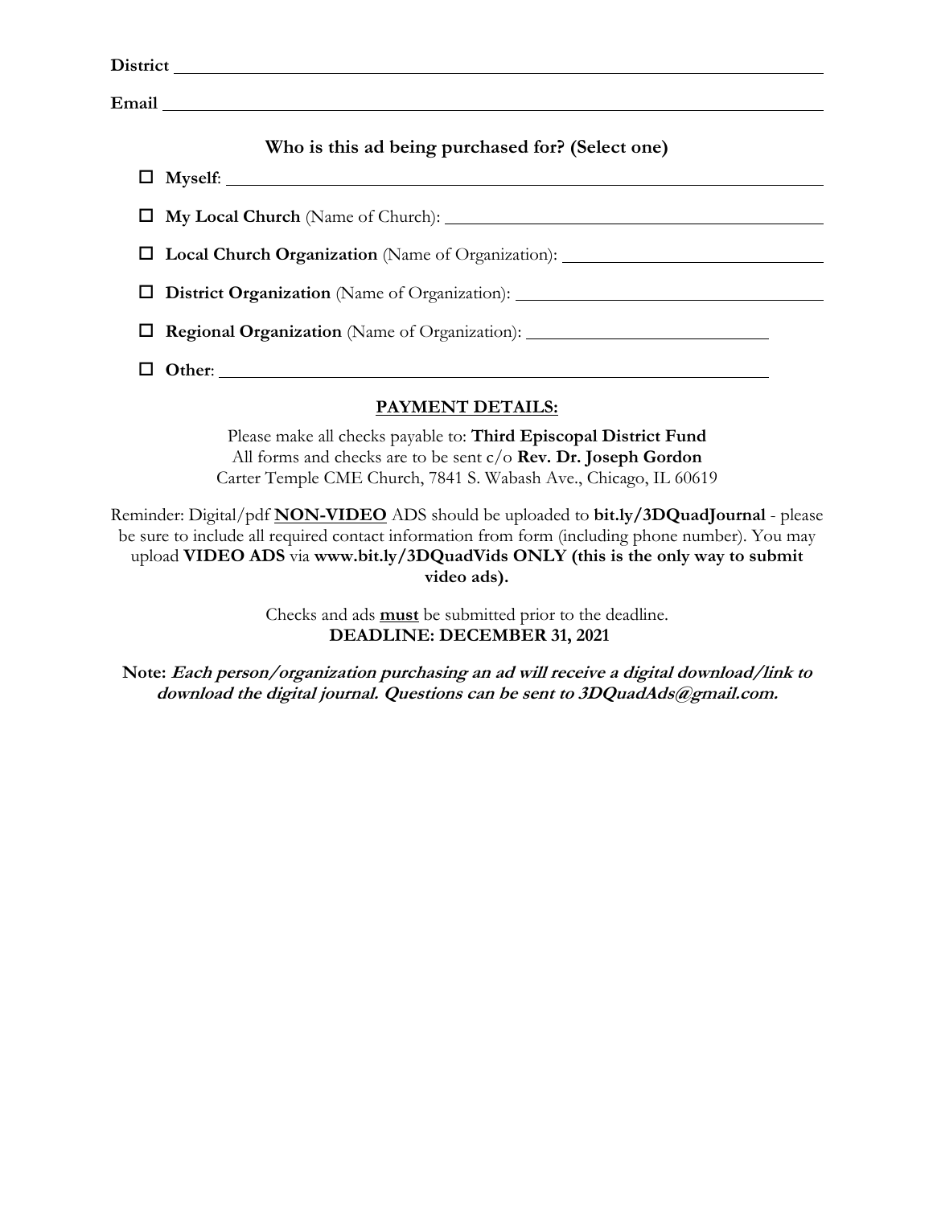**District** ______________________________________________

**Email** ______________________________________________

### Who is this ad being purchased for? (Select one)

- ☐ **Myself**: ______________________________________________
- ☐ **My Local Church** (Name of Church): ______________________________
- ☐ **Local Church Organization** (Name of Organization): ______________________
- ☐ **District Organization** (Name of Organization): __________________________
- ☐ **Regional Organization** (Name of Organization): ______________________
- ☐ **Other**: ______________________________________________

## PAYMENT DETAILS:

Please make all checks payable to: **Third Episcopal District Fund**
All forms and checks are to be sent c/o **Rev. Dr. Joseph Gordon**
Carter Temple CME Church, 7841 S. Wabash Ave., Chicago, IL 60619

Reminder: Digital/pdf **NON-VIDEO** ADS should be uploaded to **bit.ly/3DQuadJournal** - please be sure to include all required contact information from form (including phone number). You may upload **VIDEO ADS** via **www.bit.ly/3DQuadVids ONLY (this is the only way to submit video ads).**

Checks and ads **must** be submitted prior to the deadline.
**DEADLINE: DECEMBER 31, 2021**

**Note:** ***Each person/organization purchasing an ad will receive a digital download/link to download the digital journal. Questions can be sent to 3DQuadAds@gmail.com.***